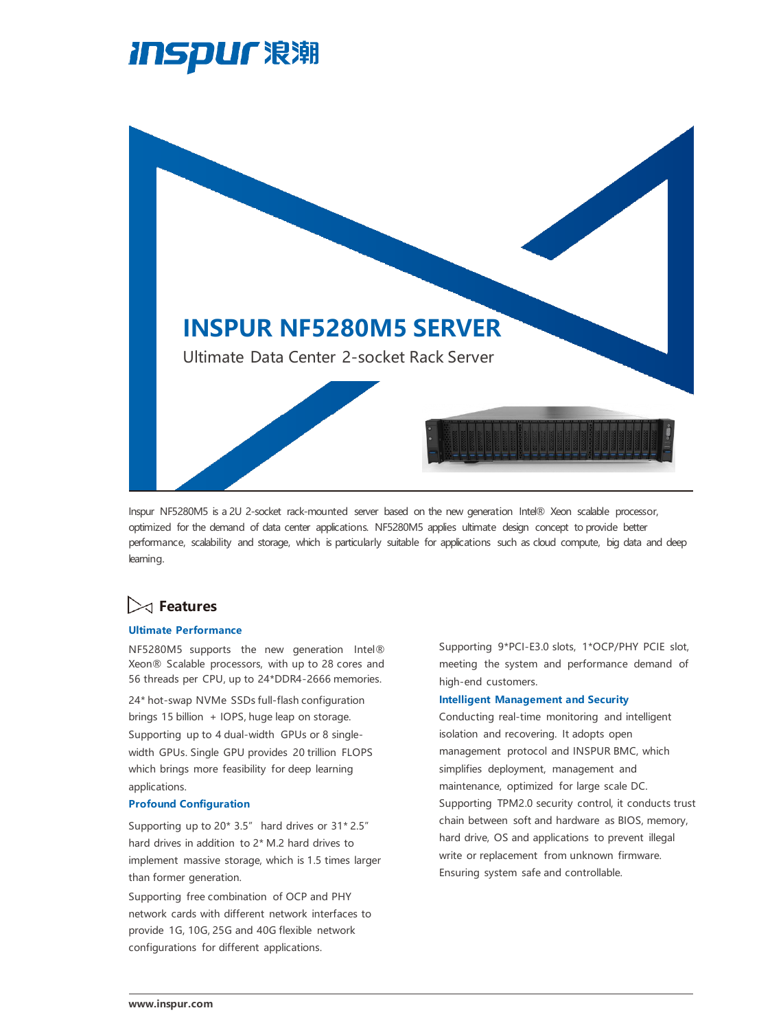# INSPUR NF5280M5 SERVER

Ultimate Data Center 2-socket Rack Server

Inspur NF5280M5 is a 2U 2-socket rack-mounted server based on the new generation Intel® Xeon scalable processor, optimized for the demand of data center applications. NF5280M5 applies ultimate design concept to provide better performance, scalability and storage, which is particularly suitable for applications such as cloud compute, big data and deep learning.

## Features

### Ultimate Performance

NF5280M5 supports the new generation Intel® Xeon® Scalable processors, with up to 28 cores and 56 threads per CPU, up to 24*DDR4-2666 memories.

24* hot-swap NVMe SSDs full-flash configuration brings 15 billion + IOPS, huge leap on storage.

Supporting up to 4 dual-width GPUs or 8 single-width GPUs. Single GPU provides 20 trillion FLOPS which brings more feasibility for deep learning applications.

### Profound Configuration

Supporting up to 20* 3.5" hard drives or 31* 2.5" hard drives in addition to 2* M.2 hard drives to implement massive storage, which is 1.5 times larger than former generation.

Supporting free combination of OCP and PHY network cards with different network interfaces to provide 1G, 10G, 25G and 40G flexible network configurations for different applications.

Supporting 9*PCI-E3.0 slots, 1*OCP/PHY PCIE slot, meeting the system and performance demand of high-end customers.

### Intelligent Management and Security

Conducting real-time monitoring and intelligent isolation and recovering. It adopts open management protocol and INSPUR BMC, which simplifies deployment, management and maintenance, optimized for large scale DC.

Supporting TPM2.0 security control, it conducts trust chain between soft and hardware as BIOS, memory, hard drive, OS and applications to prevent illegal write or replacement from unknown firmware. Ensuring system safe and controllable.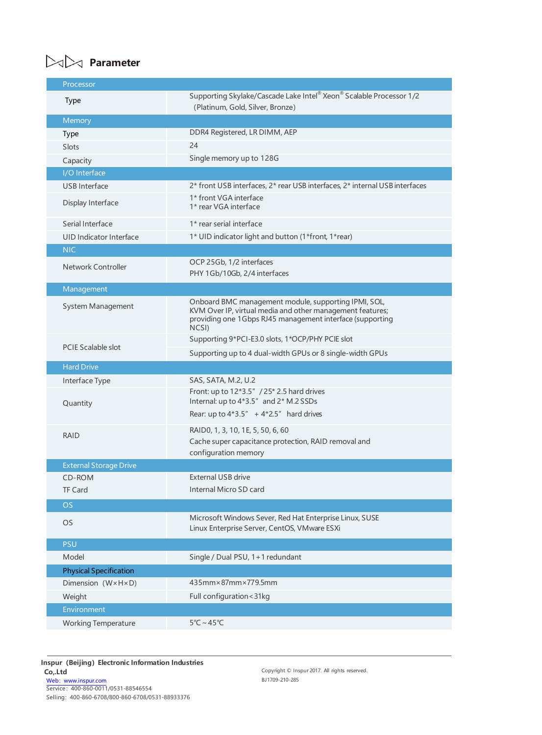## Parameter

| | |
|---|---|
| **Processor** | |
| Type | Supporting Skylake/Cascade Lake Intel® Xeon® Scalable Processor 1/2 (Platinum, Gold, Silver, Bronze) |
| **Memory** | |
| Type | DDR4 Registered, LR DIMM, AEP |
| Slots | 24 |
| Capacity | Single memory up to 128G |
| **I/O Interface** | |
| USB Interface | 2* front USB interfaces, 2* rear USB interfaces, 2* internal USB interfaces |
| Display Interface | 1* front VGA interface<br>1* rear VGA interface |
| Serial Interface | 1* rear serial interface |
| UID Indicator Interface | 1* UID indicator light and button (1*front, 1*rear) |
| **NIC** | |
| Network Controller | OCP 25Gb, 1/2 interfaces<br>PHY 1Gb/10Gb, 2/4 interfaces |
| **Management** | |
| System Management | Onboard BMC management module, supporting IPMI, SOL, KVM Over IP, virtual media and other management features; providing one 1Gbps RJ45 management interface (supporting NCSI) |
| PCIE Scalable slot | Supporting 9*PCI-E3.0 slots, 1*OCP/PHY PCIE slot |
| | Supporting up to 4 dual-width GPUs or 8 single-width GPUs |
| **Hard Drive** | |
| Interface Type | SAS, SATA, M.2, U.2 |
| Quantity | Front: up to 12*3.5" / 25* 2.5 hard drives<br>Internal: up to 4*3.5" and 2* M.2 SSDs<br>Rear: up to 4*3.5" + 4*2.5" hard drives |
| RAID | RAID0, 1, 3, 10, 1E, 5, 50, 6, 60<br>Cache super capacitance protection, RAID removal and configuration memory |
| **External Storage Drive** | |
| CD-ROM<br>TF Card | External USB drive<br>Internal Micro SD card |
| **OS** | |
| OS | Microsoft Windows Sever, Red Hat Enterprise Linux, SUSE Linux Enterprise Server, CentOS, VMware ESXi |
| **PSU** | |
| Model | Single / Dual PSU, 1+1 redundant |
| **Physical Specification** | |
| Dimension (W×H×D) | 435mm×87mm×779.5mm |
| Weight | Full configuration<31kg |
| **Environment** | |
| Working Temperature | 5℃ ~ 45℃ |

**Inspur (Beijing) Electronic Information Industries Co,.Ltd**
Web: www.inspur.com
Service: 400-860-0011/0531-88546554
Selling: 400-860-6708/800-860-6708/0531-88933376

Copyright © Inspur 2017. All rights reserved.
BJ1709-210-285